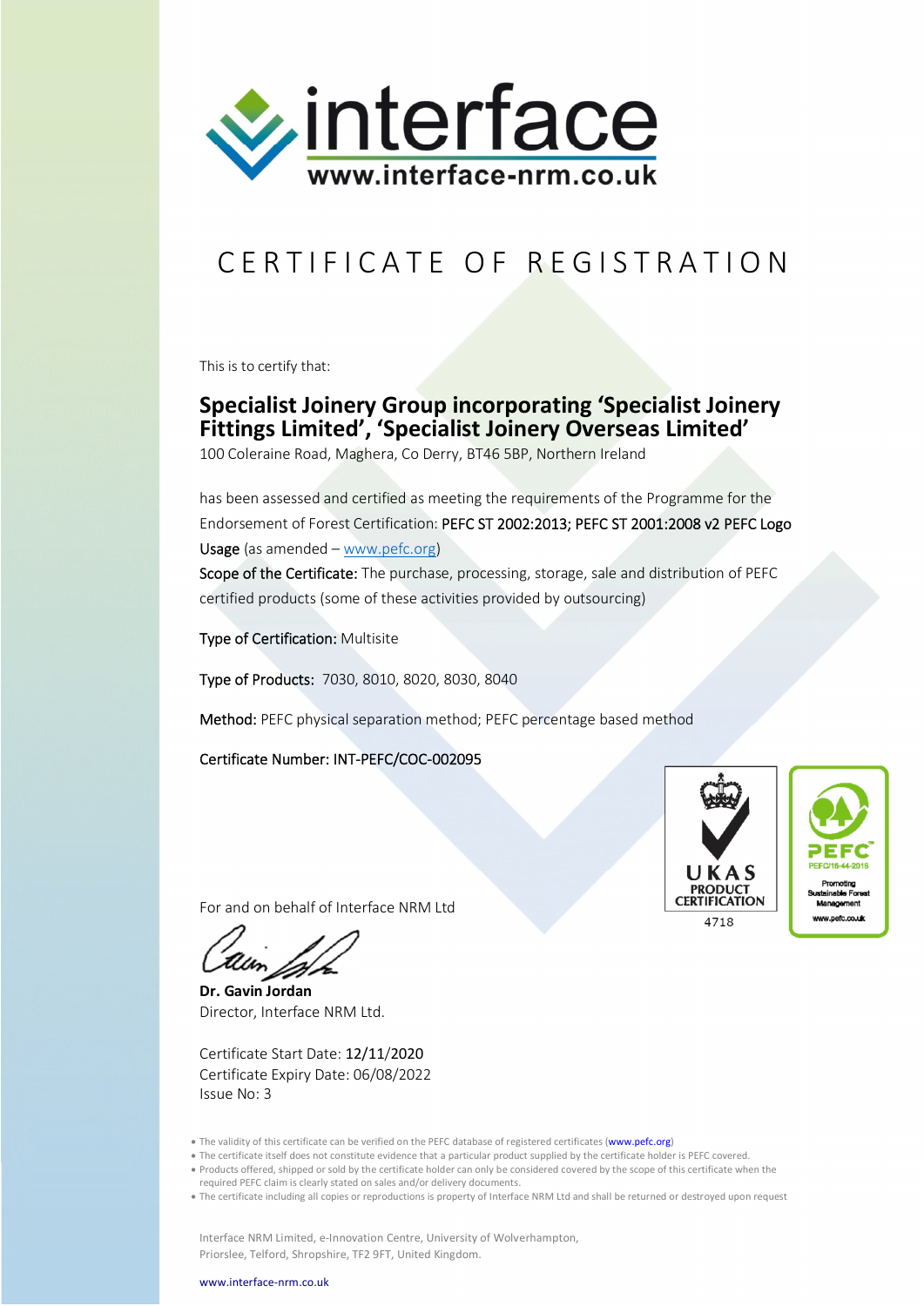interface

www.interface-nrm.co.uk

# CERTIFICATE OF REGISTRATION

This is to certify that:

## Specialist Joinery Group incorporating 'Specialist Joinery Fittings Limited', 'Specialist Joinery Overseas Limited'

100 Coleraine Road, Maghera, Co Derry, BT46 5BP, Northern Ireland

has been assessed and certified as meeting the requirements of the Programme for the Endorsement of Forest Certification: PEFC ST 2002:2013; PEFC ST 2001:2008 v2 PEFC Logo Usage (as amended – www.pefc.org)

Scope of the Certificate: The purchase, processing, storage, sale and distribution of PEFC certified products (some of these activities provided by outsourcing)

Type of Certification: Multisite

Type of Products: 7030, 8010, 8020, 8030, 8040

Method: PEFC physical separation method; PEFC percentage based method

Certificate Number: INT-PEFC/COC-002095

UKAS PRODUCT CERTIFICATION 4718

PEFC PEFC/16-44-2016 Promoting Sustainable Forest Management www.pefc.co.uk

For and on behalf of Interface NRM Ltd

**Dr. Gavin Jordan**
Director, Interface NRM Ltd.

Certificate Start Date: 12/11/2020
Certificate Expiry Date: 06/08/2022
Issue No: 3

- The validity of this certificate can be verified on the PEFC database of registered certificates (www.pefc.org)
- The certificate itself does not constitute evidence that a particular product supplied by the certificate holder is PEFC covered.
- Products offered, shipped or sold by the certificate holder can only be considered covered by the scope of this certificate when the required PEFC claim is clearly stated on sales and/or delivery documents.
- The certificate including all copies or reproductions is property of Interface NRM Ltd and shall be returned or destroyed upon request

Interface NRM Limited, e-Innovation Centre, University of Wolverhampton, Priorslee, Telford, Shropshire, TF2 9FT, United Kingdom.

www.interface-nrm.co.uk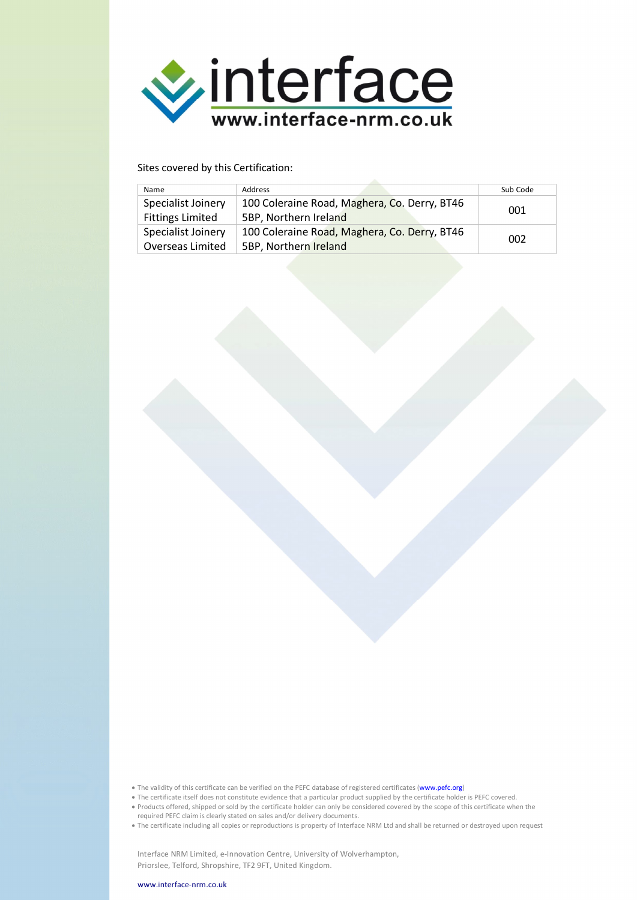interface
www.interface-nrm.co.uk

Sites covered by this Certification:

| Name | Address | Sub Code |
|---|---|---|
| Specialist Joinery Fittings Limited | 100 Coleraine Road, Maghera, Co. Derry, BT46 5BP, Northern Ireland | 001 |
| Specialist Joinery Overseas Limited | 100 Coleraine Road, Maghera, Co. Derry, BT46 5BP, Northern Ireland | 002 |

- The validity of this certificate can be verified on the PEFC database of registered certificates (www.pefc.org)
- The certificate itself does not constitute evidence that a particular product supplied by the certificate holder is PEFC covered.
- Products offered, shipped or sold by the certificate holder can only be considered covered by the scope of this certificate when the required PEFC claim is clearly stated on sales and/or delivery documents.
- The certificate including all copies or reproductions is property of Interface NRM Ltd and shall be returned or destroyed upon request

Interface NRM Limited, e-Innovation Centre, University of Wolverhampton,
Priorslee, Telford, Shropshire, TF2 9FT, United Kingdom.

www.interface-nrm.co.uk